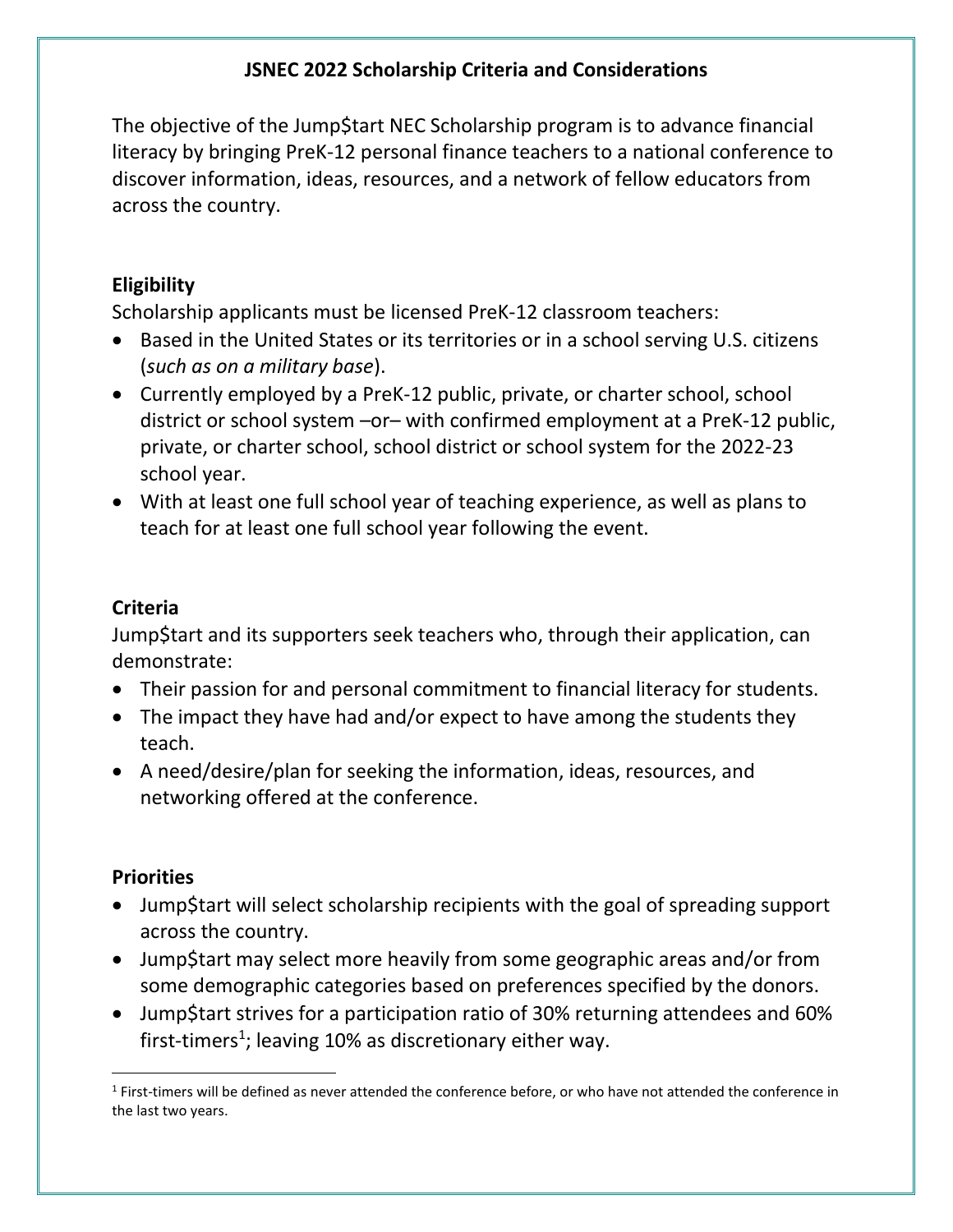# JSNEC 2022 Scholarship Criteria and Considerations

The objective of the Jump$tart NEC Scholarship program is to advance financial literacy by bringing PreK-12 personal finance teachers to a national conference to discover information, ideas, resources, and a network of fellow educators from across the country.

## Eligibility

Scholarship applicants must be licensed PreK-12 classroom teachers:

- Based in the United States or its territories or in a school serving U.S. citizens (*such as on a military base*).
- Currently employed by a PreK-12 public, private, or charter school, school district or school system –or– with confirmed employment at a PreK-12 public, private, or charter school, school district or school system for the 2022-23 school year.
- With at least one full school year of teaching experience, as well as plans to teach for at least one full school year following the event.

## Criteria

Jump$tart and its supporters seek teachers who, through their application, can demonstrate:

- Their passion for and personal commitment to financial literacy for students.
- The impact they have had and/or expect to have among the students they teach.
- A need/desire/plan for seeking the information, ideas, resources, and networking offered at the conference.

## Priorities

- Jump$tart will select scholarship recipients with the goal of spreading support across the country.
- Jump$tart may select more heavily from some geographic areas and/or from some demographic categories based on preferences specified by the donors.
- Jump$tart strives for a participation ratio of 30% returning attendees and 60% first-timers[1]; leaving 10% as discretionary either way.

[1] First-timers will be defined as never attended the conference before, or who have not attended the conference in the last two years.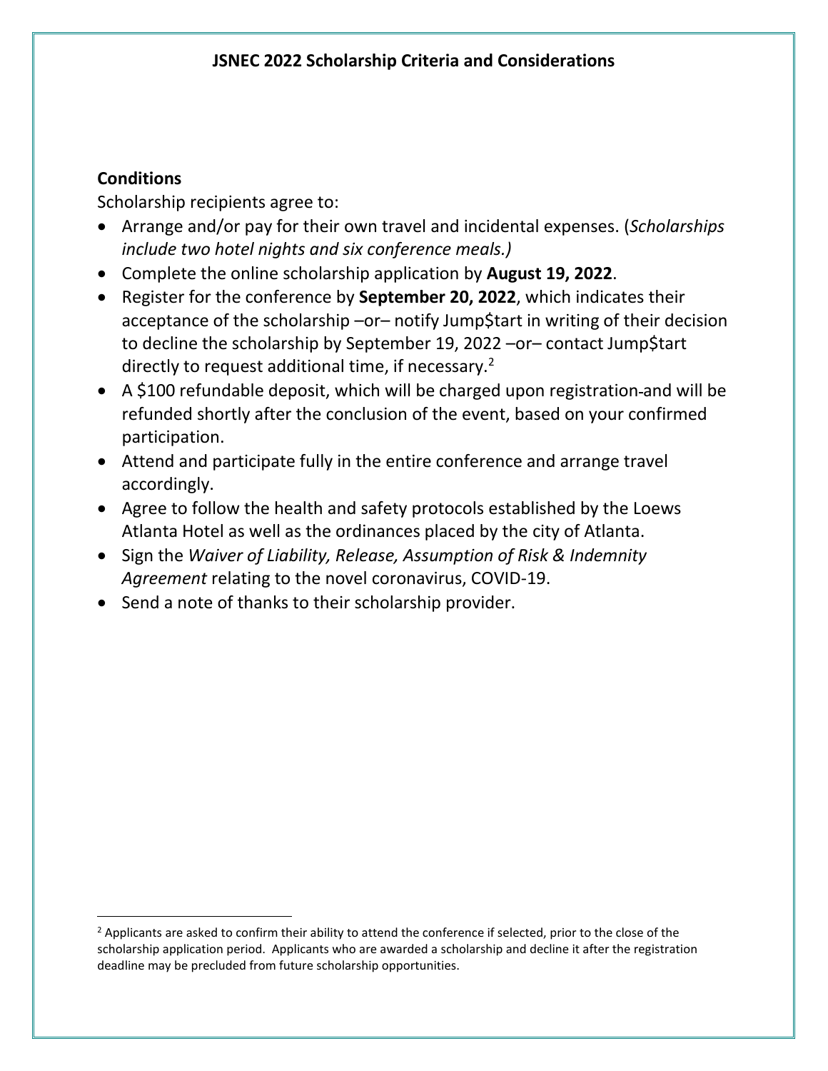**JSNEC 2022 Scholarship Criteria and Considerations**

## Conditions

Scholarship recipients agree to:

- Arrange and/or pay for their own travel and incidental expenses. (*Scholarships include two hotel nights and six conference meals.)*
- Complete the online scholarship application by **August 19, 2022**.
- Register for the conference by **September 20, 2022**, which indicates their acceptance of the scholarship –or– notify Jump$tart in writing of their decision to decline the scholarship by September 19, 2022 –or– contact Jump$tart directly to request additional time, if necessary.[2]
- A $100 refundable deposit, which will be charged upon registration and will be refunded shortly after the conclusion of the event, based on your confirmed participation.
- Attend and participate fully in the entire conference and arrange travel accordingly.
- Agree to follow the health and safety protocols established by the Loews Atlanta Hotel as well as the ordinances placed by the city of Atlanta.
- Sign the *Waiver of Liability, Release, Assumption of Risk & Indemnity Agreement* relating to the novel coronavirus, COVID-19.
- Send a note of thanks to their scholarship provider.

---

[2] Applicants are asked to confirm their ability to attend the conference if selected, prior to the close of the scholarship application period. Applicants who are awarded a scholarship and decline it after the registration deadline may be precluded from future scholarship opportunities.